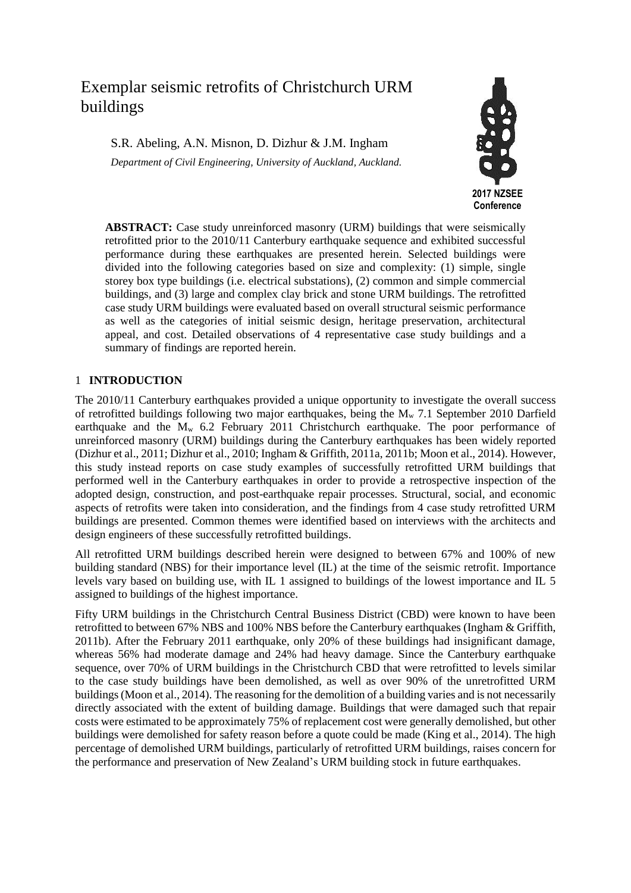# Exemplar seismic retrofits of Christchurch URM buildings

S.R. Abeling, A.N. Misnon, D. Dizhur & J.M. Ingham

*Department of Civil Engineering, University of Auckland, Auckland.*

**2017 NZSEE Conference**

**ABSTRACT:** Case study unreinforced masonry (URM) buildings that were seismically retrofitted prior to the 2010/11 Canterbury earthquake sequence and exhibited successful performance during these earthquakes are presented herein. Selected buildings were divided into the following categories based on size and complexity: (1) simple, single storey box type buildings (i.e. electrical substations), (2) common and simple commercial buildings, and (3) large and complex clay brick and stone URM buildings. The retrofitted case study URM buildings were evaluated based on overall structural seismic performance as well as the categories of initial seismic design, heritage preservation, architectural appeal, and cost. Detailed observations of 4 representative case study buildings and a summary of findings are reported herein.

## 1 INTRODUCTION

The 2010/11 Canterbury earthquakes provided a unique opportunity to investigate the overall success of retrofitted buildings following two major earthquakes, being the $M_w$ 7.1 September 2010 Darfield earthquake and the $M_w$ 6.2 February 2011 Christchurch earthquake. The poor performance of unreinforced masonry (URM) buildings during the Canterbury earthquakes has been widely reported (Dizhur et al., 2011; Dizhur et al., 2010; Ingham & Griffith, 2011a, 2011b; Moon et al., 2014). However, this study instead reports on case study examples of successfully retrofitted URM buildings that performed well in the Canterbury earthquakes in order to provide a retrospective inspection of the adopted design, construction, and post-earthquake repair processes. Structural, social, and economic aspects of retrofits were taken into consideration, and the findings from 4 case study retrofitted URM buildings are presented. Common themes were identified based on interviews with the architects and design engineers of these successfully retrofitted buildings.

All retrofitted URM buildings described herein were designed to between 67% and 100% of new building standard (NBS) for their importance level (IL) at the time of the seismic retrofit. Importance levels vary based on building use, with IL 1 assigned to buildings of the lowest importance and IL 5 assigned to buildings of the highest importance.

Fifty URM buildings in the Christchurch Central Business District (CBD) were known to have been retrofitted to between 67% NBS and 100% NBS before the Canterbury earthquakes (Ingham & Griffith, 2011b). After the February 2011 earthquake, only 20% of these buildings had insignificant damage, whereas 56% had moderate damage and 24% had heavy damage. Since the Canterbury earthquake sequence, over 70% of URM buildings in the Christchurch CBD that were retrofitted to levels similar to the case study buildings have been demolished, as well as over 90% of the unretrofitted URM buildings (Moon et al., 2014). The reasoning for the demolition of a building varies and is not necessarily directly associated with the extent of building damage. Buildings that were damaged such that repair costs were estimated to be approximately 75% of replacement cost were generally demolished, but other buildings were demolished for safety reason before a quote could be made (King et al., 2014). The high percentage of demolished URM buildings, particularly of retrofitted URM buildings, raises concern for the performance and preservation of New Zealand's URM building stock in future earthquakes.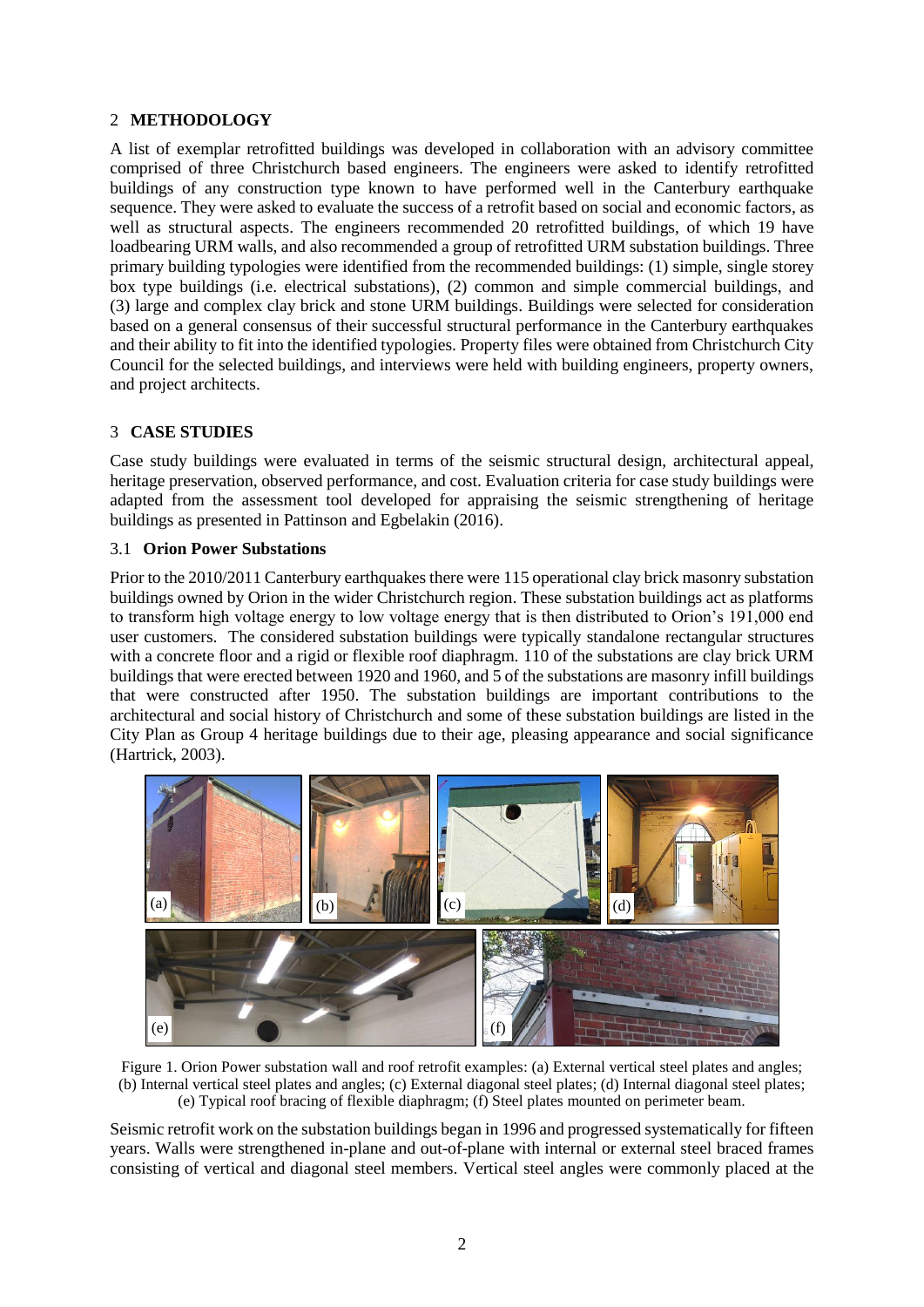## 2 METHODOLOGY

A list of exemplar retrofitted buildings was developed in collaboration with an advisory committee comprised of three Christchurch based engineers. The engineers were asked to identify retrofitted buildings of any construction type known to have performed well in the Canterbury earthquake sequence. They were asked to evaluate the success of a retrofit based on social and economic factors, as well as structural aspects. The engineers recommended 20 retrofitted buildings, of which 19 have loadbearing URM walls, and also recommended a group of retrofitted URM substation buildings. Three primary building typologies were identified from the recommended buildings: (1) simple, single storey box type buildings (i.e. electrical substations), (2) common and simple commercial buildings, and (3) large and complex clay brick and stone URM buildings. Buildings were selected for consideration based on a general consensus of their successful structural performance in the Canterbury earthquakes and their ability to fit into the identified typologies. Property files were obtained from Christchurch City Council for the selected buildings, and interviews were held with building engineers, property owners, and project architects.

## 3 CASE STUDIES

Case study buildings were evaluated in terms of the seismic structural design, architectural appeal, heritage preservation, observed performance, and cost. Evaluation criteria for case study buildings were adapted from the assessment tool developed for appraising the seismic strengthening of heritage buildings as presented in Pattinson and Egbelakin (2016).

### 3.1 Orion Power Substations

Prior to the 2010/2011 Canterbury earthquakes there were 115 operational clay brick masonry substation buildings owned by Orion in the wider Christchurch region. These substation buildings act as platforms to transform high voltage energy to low voltage energy that is then distributed to Orion's 191,000 end user customers. The considered substation buildings were typically standalone rectangular structures with a concrete floor and a rigid or flexible roof diaphragm. 110 of the substations are clay brick URM buildings that were erected between 1920 and 1960, and 5 of the substations are masonry infill buildings that were constructed after 1950. The substation buildings are important contributions to the architectural and social history of Christchurch and some of these substation buildings are listed in the City Plan as Group 4 heritage buildings due to their age, pleasing appearance and social significance (Hartrick, 2003).

Figure 1. Orion Power substation wall and roof retrofit examples: (a) External vertical steel plates and angles; (b) Internal vertical steel plates and angles; (c) External diagonal steel plates; (d) Internal diagonal steel plates; (e) Typical roof bracing of flexible diaphragm; (f) Steel plates mounted on perimeter beam.

Seismic retrofit work on the substation buildings began in 1996 and progressed systematically for fifteen years. Walls were strengthened in-plane and out-of-plane with internal or external steel braced frames consisting of vertical and diagonal steel members. Vertical steel angles were commonly placed at the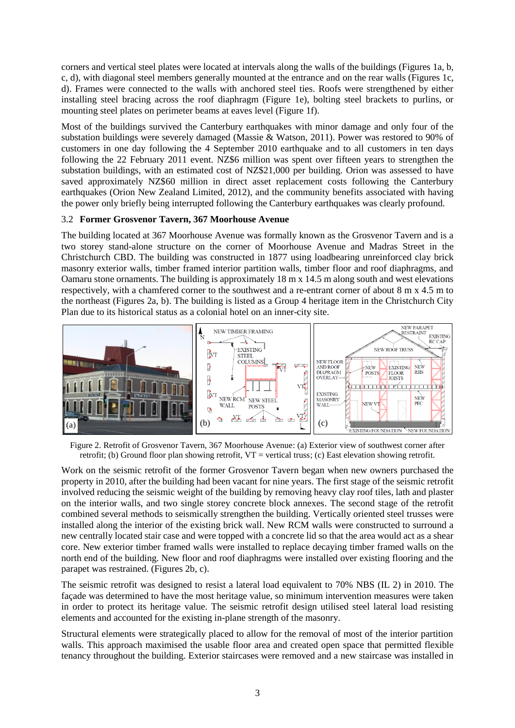corners and vertical steel plates were located at intervals along the walls of the buildings (Figures 1a, b, c, d), with diagonal steel members generally mounted at the entrance and on the rear walls (Figures 1c, d). Frames were connected to the walls with anchored steel ties. Roofs were strengthened by either installing steel bracing across the roof diaphragm (Figure 1e), bolting steel brackets to purlins, or mounting steel plates on perimeter beams at eaves level (Figure 1f).

Most of the buildings survived the Canterbury earthquakes with minor damage and only four of the substation buildings were severely damaged (Massie & Watson, 2011). Power was restored to 90% of customers in one day following the 4 September 2010 earthquake and to all customers in ten days following the 22 February 2011 event. NZ$6 million was spent over fifteen years to strengthen the substation buildings, with an estimated cost of NZ$21,000 per building. Orion was assessed to have saved approximately NZ$60 million in direct asset replacement costs following the Canterbury earthquakes (Orion New Zealand Limited, 2012), and the community benefits associated with having the power only briefly being interrupted following the Canterbury earthquakes was clearly profound.

### 3.2 **Former Grosvenor Tavern, 367 Moorhouse Avenue**

The building located at 367 Moorhouse Avenue was formally known as the Grosvenor Tavern and is a two storey stand-alone structure on the corner of Moorhouse Avenue and Madras Street in the Christchurch CBD. The building was constructed in 1877 using loadbearing unreinforced clay brick masonry exterior walls, timber framed interior partition walls, timber floor and roof diaphragms, and Oamaru stone ornaments. The building is approximately 18 m x 14.5 m along south and west elevations respectively, with a chamfered corner to the southwest and a re-entrant corner of about 8 m x 4.5 m to the northeast (Figures 2a, b). The building is listed as a Group 4 heritage item in the Christchurch City Plan due to its historical status as a colonial hotel on an inner-city site.

Figure 2. Retrofit of Grosvenor Tavern, 367 Moorhouse Avenue: (a) Exterior view of southwest corner after retrofit; (b) Ground floor plan showing retrofit, VT = vertical truss; (c) East elevation showing retrofit.

Work on the seismic retrofit of the former Grosvenor Tavern began when new owners purchased the property in 2010, after the building had been vacant for nine years. The first stage of the seismic retrofit involved reducing the seismic weight of the building by removing heavy clay roof tiles, lath and plaster on the interior walls, and two single storey concrete block annexes. The second stage of the retrofit combined several methods to seismically strengthen the building. Vertically oriented steel trusses were installed along the interior of the existing brick wall. New RCM walls were constructed to surround a new centrally located stair case and were topped with a concrete lid so that the area would act as a shear core. New exterior timber framed walls were installed to replace decaying timber framed walls on the north end of the building. New floor and roof diaphragms were installed over existing flooring and the parapet was restrained. (Figures 2b, c).

The seismic retrofit was designed to resist a lateral load equivalent to 70% NBS (IL 2) in 2010. The façade was determined to have the most heritage value, so minimum intervention measures were taken in order to protect its heritage value. The seismic retrofit design utilised steel lateral load resisting elements and accounted for the existing in-plane strength of the masonry.

Structural elements were strategically placed to allow for the removal of most of the interior partition walls. This approach maximised the usable floor area and created open space that permitted flexible tenancy throughout the building. Exterior staircases were removed and a new staircase was installed in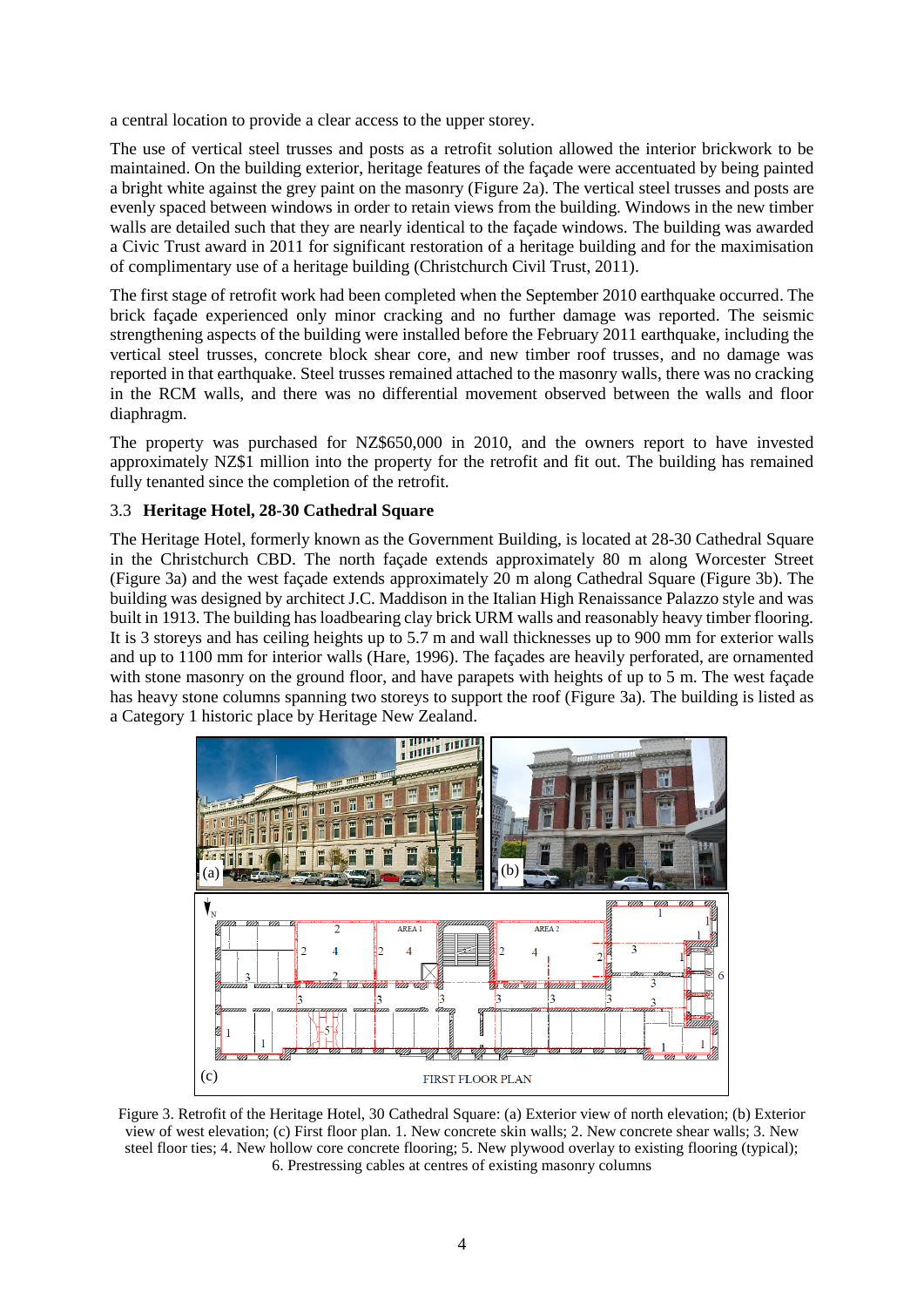a central location to provide a clear access to the upper storey.

The use of vertical steel trusses and posts as a retrofit solution allowed the interior brickwork to be maintained. On the building exterior, heritage features of the façade were accentuated by being painted a bright white against the grey paint on the masonry (Figure 2a). The vertical steel trusses and posts are evenly spaced between windows in order to retain views from the building. Windows in the new timber walls are detailed such that they are nearly identical to the façade windows. The building was awarded a Civic Trust award in 2011 for significant restoration of a heritage building and for the maximisation of complimentary use of a heritage building (Christchurch Civil Trust, 2011).

The first stage of retrofit work had been completed when the September 2010 earthquake occurred. The brick façade experienced only minor cracking and no further damage was reported. The seismic strengthening aspects of the building were installed before the February 2011 earthquake, including the vertical steel trusses, concrete block shear core, and new timber roof trusses, and no damage was reported in that earthquake. Steel trusses remained attached to the masonry walls, there was no cracking in the RCM walls, and there was no differential movement observed between the walls and floor diaphragm.

The property was purchased for NZ$650,000 in 2010, and the owners report to have invested approximately NZ$1 million into the property for the retrofit and fit out. The building has remained fully tenanted since the completion of the retrofit.

### 3.3 Heritage Hotel, 28-30 Cathedral Square

The Heritage Hotel, formerly known as the Government Building, is located at 28-30 Cathedral Square in the Christchurch CBD. The north façade extends approximately 80 m along Worcester Street (Figure 3a) and the west façade extends approximately 20 m along Cathedral Square (Figure 3b). The building was designed by architect J.C. Maddison in the Italian High Renaissance Palazzo style and was built in 1913. The building has loadbearing clay brick URM walls and reasonably heavy timber flooring. It is 3 storeys and has ceiling heights up to 5.7 m and wall thicknesses up to 900 mm for exterior walls and up to 1100 mm for interior walls (Hare, 1996). The façades are heavily perforated, are ornamented with stone masonry on the ground floor, and have parapets with heights of up to 5 m. The west façade has heavy stone columns spanning two storeys to support the roof (Figure 3a). The building is listed as a Category 1 historic place by Heritage New Zealand.

Figure 3. Retrofit of the Heritage Hotel, 30 Cathedral Square: (a) Exterior view of north elevation; (b) Exterior view of west elevation; (c) First floor plan. 1. New concrete skin walls; 2. New concrete shear walls; 3. New steel floor ties; 4. New hollow core concrete flooring; 5. New plywood overlay to existing flooring (typical); 6. Prestressing cables at centres of existing masonry columns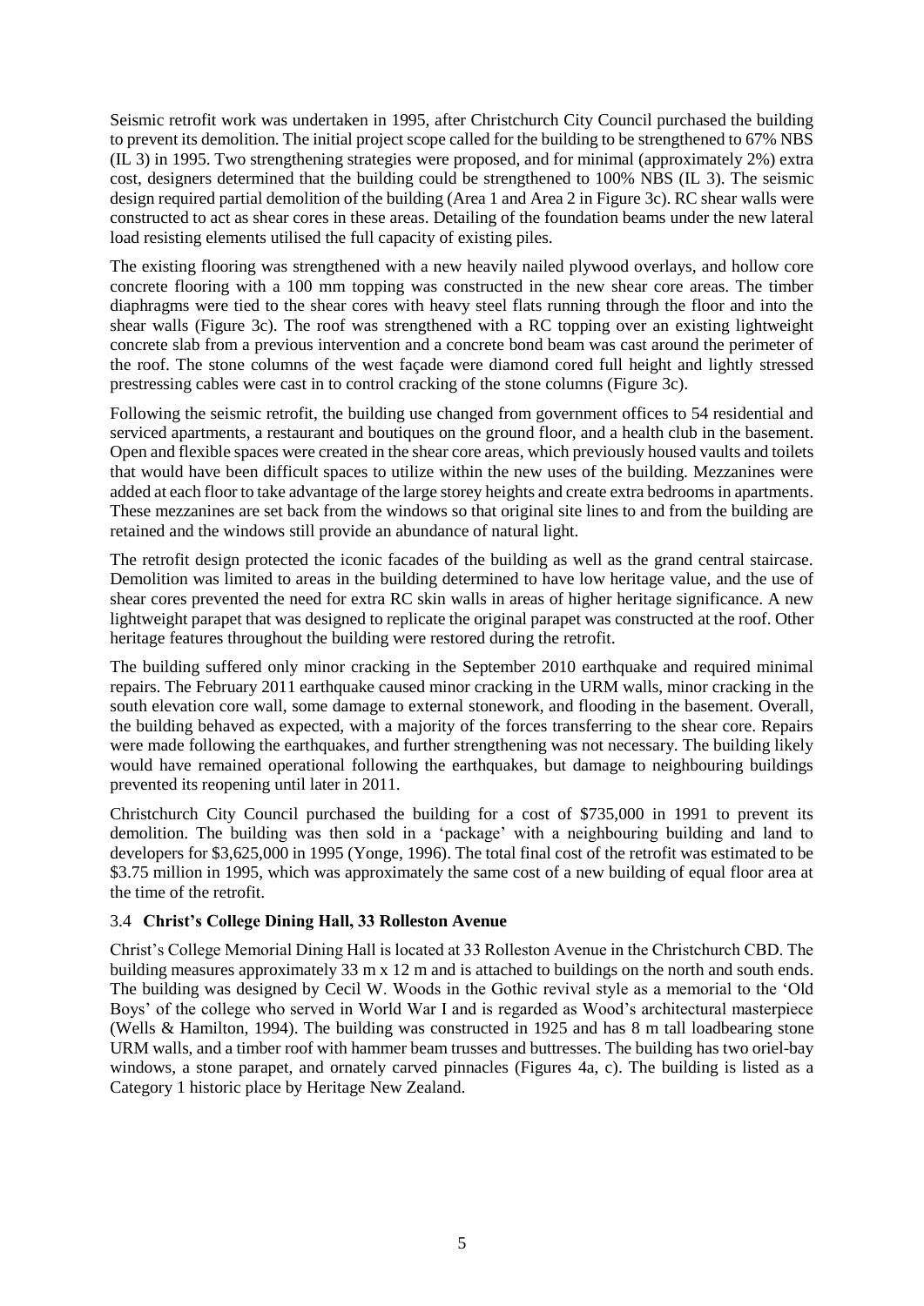Seismic retrofit work was undertaken in 1995, after Christchurch City Council purchased the building to prevent its demolition. The initial project scope called for the building to be strengthened to 67% NBS (IL 3) in 1995. Two strengthening strategies were proposed, and for minimal (approximately 2%) extra cost, designers determined that the building could be strengthened to 100% NBS (IL 3). The seismic design required partial demolition of the building (Area 1 and Area 2 in Figure 3c). RC shear walls were constructed to act as shear cores in these areas. Detailing of the foundation beams under the new lateral load resisting elements utilised the full capacity of existing piles.

The existing flooring was strengthened with a new heavily nailed plywood overlays, and hollow core concrete flooring with a 100 mm topping was constructed in the new shear core areas. The timber diaphragms were tied to the shear cores with heavy steel flats running through the floor and into the shear walls (Figure 3c). The roof was strengthened with a RC topping over an existing lightweight concrete slab from a previous intervention and a concrete bond beam was cast around the perimeter of the roof. The stone columns of the west façade were diamond cored full height and lightly stressed prestressing cables were cast in to control cracking of the stone columns (Figure 3c).

Following the seismic retrofit, the building use changed from government offices to 54 residential and serviced apartments, a restaurant and boutiques on the ground floor, and a health club in the basement. Open and flexible spaces were created in the shear core areas, which previously housed vaults and toilets that would have been difficult spaces to utilize within the new uses of the building. Mezzanines were added at each floor to take advantage of the large storey heights and create extra bedrooms in apartments. These mezzanines are set back from the windows so that original site lines to and from the building are retained and the windows still provide an abundance of natural light.

The retrofit design protected the iconic facades of the building as well as the grand central staircase. Demolition was limited to areas in the building determined to have low heritage value, and the use of shear cores prevented the need for extra RC skin walls in areas of higher heritage significance. A new lightweight parapet that was designed to replicate the original parapet was constructed at the roof. Other heritage features throughout the building were restored during the retrofit.

The building suffered only minor cracking in the September 2010 earthquake and required minimal repairs. The February 2011 earthquake caused minor cracking in the URM walls, minor cracking in the south elevation core wall, some damage to external stonework, and flooding in the basement. Overall, the building behaved as expected, with a majority of the forces transferring to the shear core. Repairs were made following the earthquakes, and further strengthening was not necessary. The building likely would have remained operational following the earthquakes, but damage to neighbouring buildings prevented its reopening until later in 2011.

Christchurch City Council purchased the building for a cost of $735,000 in 1991 to prevent its demolition. The building was then sold in a 'package' with a neighbouring building and land to developers for $3,625,000 in 1995 (Yonge, 1996). The total final cost of the retrofit was estimated to be $3.75 million in 1995, which was approximately the same cost of a new building of equal floor area at the time of the retrofit.

### 3.4 Christ's College Dining Hall, 33 Rolleston Avenue

Christ's College Memorial Dining Hall is located at 33 Rolleston Avenue in the Christchurch CBD. The building measures approximately 33 m x 12 m and is attached to buildings on the north and south ends. The building was designed by Cecil W. Woods in the Gothic revival style as a memorial to the 'Old Boys' of the college who served in World War I and is regarded as Wood's architectural masterpiece (Wells & Hamilton, 1994). The building was constructed in 1925 and has 8 m tall loadbearing stone URM walls, and a timber roof with hammer beam trusses and buttresses. The building has two oriel-bay windows, a stone parapet, and ornately carved pinnacles (Figures 4a, c). The building is listed as a Category 1 historic place by Heritage New Zealand.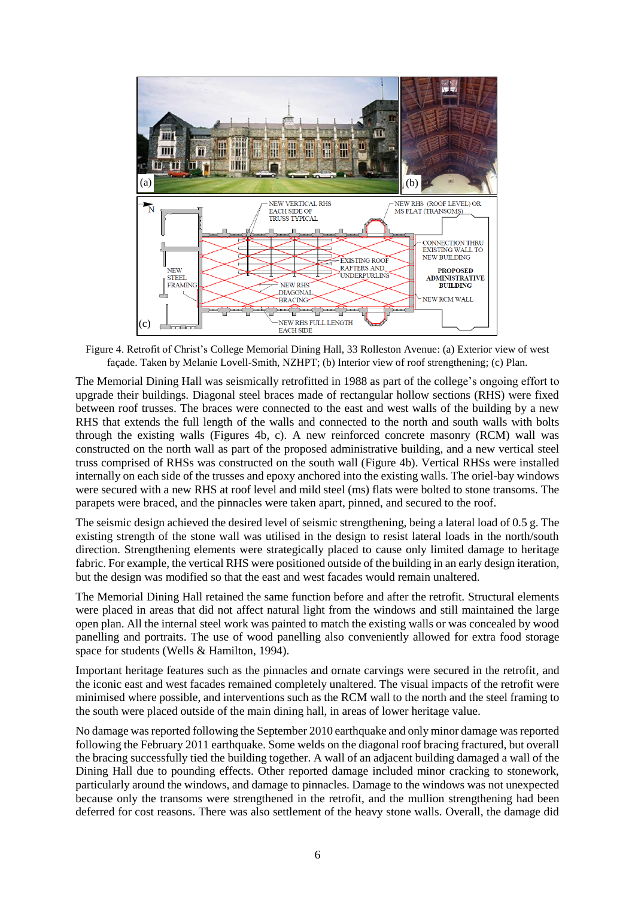Figure 4. Retrofit of Christ's College Memorial Dining Hall, 33 Rolleston Avenue: (a) Exterior view of west façade. Taken by Melanie Lovell-Smith, NZHPT; (b) Interior view of roof strengthening; (c) Plan.

The Memorial Dining Hall was seismically retrofitted in 1988 as part of the college's ongoing effort to upgrade their buildings. Diagonal steel braces made of rectangular hollow sections (RHS) were fixed between roof trusses. The braces were connected to the east and west walls of the building by a new RHS that extends the full length of the walls and connected to the north and south walls with bolts through the existing walls (Figures 4b, c). A new reinforced concrete masonry (RCM) wall was constructed on the north wall as part of the proposed administrative building, and a new vertical steel truss comprised of RHSs was constructed on the south wall (Figure 4b). Vertical RHSs were installed internally on each side of the trusses and epoxy anchored into the existing walls. The oriel-bay windows were secured with a new RHS at roof level and mild steel (ms) flats were bolted to stone transoms. The parapets were braced, and the pinnacles were taken apart, pinned, and secured to the roof.

The seismic design achieved the desired level of seismic strengthening, being a lateral load of 0.5 g. The existing strength of the stone wall was utilised in the design to resist lateral loads in the north/south direction. Strengthening elements were strategically placed to cause only limited damage to heritage fabric. For example, the vertical RHS were positioned outside of the building in an early design iteration, but the design was modified so that the east and west facades would remain unaltered.

The Memorial Dining Hall retained the same function before and after the retrofit. Structural elements were placed in areas that did not affect natural light from the windows and still maintained the large open plan. All the internal steel work was painted to match the existing walls or was concealed by wood panelling and portraits. The use of wood panelling also conveniently allowed for extra food storage space for students (Wells & Hamilton, 1994).

Important heritage features such as the pinnacles and ornate carvings were secured in the retrofit, and the iconic east and west facades remained completely unaltered. The visual impacts of the retrofit were minimised where possible, and interventions such as the RCM wall to the north and the steel framing to the south were placed outside of the main dining hall, in areas of lower heritage value.

No damage was reported following the September 2010 earthquake and only minor damage was reported following the February 2011 earthquake. Some welds on the diagonal roof bracing fractured, but overall the bracing successfully tied the building together. A wall of an adjacent building damaged a wall of the Dining Hall due to pounding effects. Other reported damage included minor cracking to stonework, particularly around the windows, and damage to pinnacles. Damage to the windows was not unexpected because only the transoms were strengthened in the retrofit, and the mullion strengthening had been deferred for cost reasons. There was also settlement of the heavy stone walls. Overall, the damage did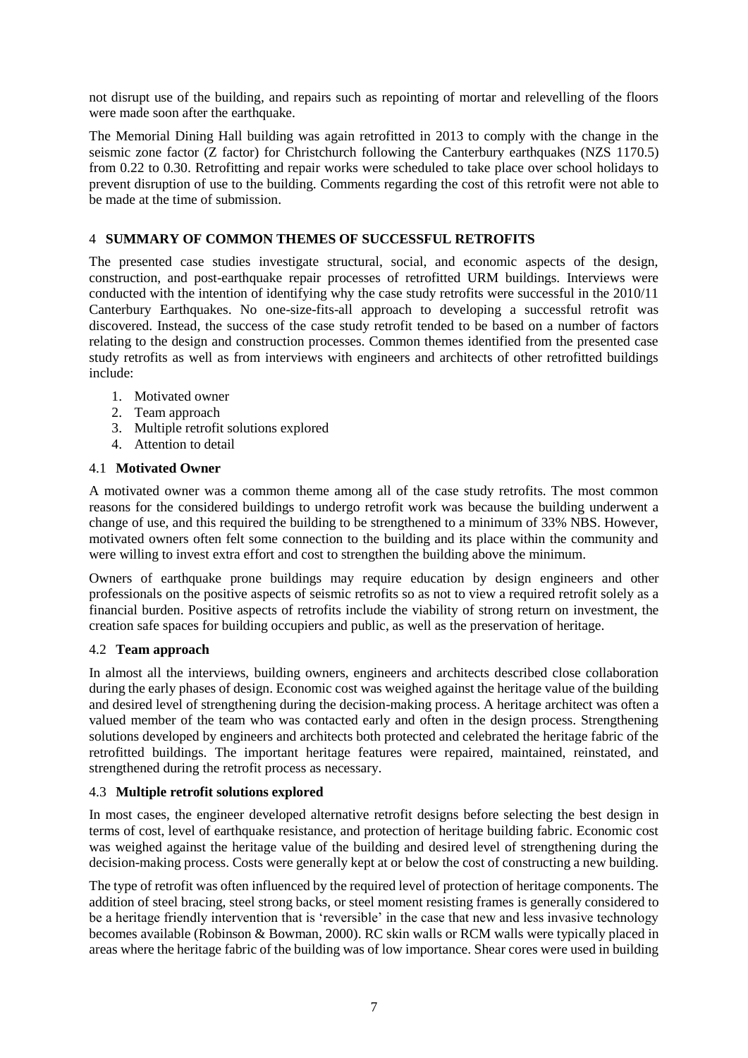not disrupt use of the building, and repairs such as repointing of mortar and relevelling of the floors were made soon after the earthquake.

The Memorial Dining Hall building was again retrofitted in 2013 to comply with the change in the seismic zone factor (Z factor) for Christchurch following the Canterbury earthquakes (NZS 1170.5) from 0.22 to 0.30. Retrofitting and repair works were scheduled to take place over school holidays to prevent disruption of use to the building. Comments regarding the cost of this retrofit were not able to be made at the time of submission.

## 4 SUMMARY OF COMMON THEMES OF SUCCESSFUL RETROFITS

The presented case studies investigate structural, social, and economic aspects of the design, construction, and post-earthquake repair processes of retrofitted URM buildings. Interviews were conducted with the intention of identifying why the case study retrofits were successful in the 2010/11 Canterbury Earthquakes. No one-size-fits-all approach to developing a successful retrofit was discovered. Instead, the success of the case study retrofit tended to be based on a number of factors relating to the design and construction processes. Common themes identified from the presented case study retrofits as well as from interviews with engineers and architects of other retrofitted buildings include:

1. Motivated owner
2. Team approach
3. Multiple retrofit solutions explored
4. Attention to detail

### 4.1 Motivated Owner

A motivated owner was a common theme among all of the case study retrofits. The most common reasons for the considered buildings to undergo retrofit work was because the building underwent a change of use, and this required the building to be strengthened to a minimum of 33% NBS. However, motivated owners often felt some connection to the building and its place within the community and were willing to invest extra effort and cost to strengthen the building above the minimum.

Owners of earthquake prone buildings may require education by design engineers and other professionals on the positive aspects of seismic retrofits so as not to view a required retrofit solely as a financial burden. Positive aspects of retrofits include the viability of strong return on investment, the creation safe spaces for building occupiers and public, as well as the preservation of heritage.

### 4.2 Team approach

In almost all the interviews, building owners, engineers and architects described close collaboration during the early phases of design. Economic cost was weighed against the heritage value of the building and desired level of strengthening during the decision-making process. A heritage architect was often a valued member of the team who was contacted early and often in the design process. Strengthening solutions developed by engineers and architects both protected and celebrated the heritage fabric of the retrofitted buildings. The important heritage features were repaired, maintained, reinstated, and strengthened during the retrofit process as necessary.

### 4.3 Multiple retrofit solutions explored

In most cases, the engineer developed alternative retrofit designs before selecting the best design in terms of cost, level of earthquake resistance, and protection of heritage building fabric. Economic cost was weighed against the heritage value of the building and desired level of strengthening during the decision-making process. Costs were generally kept at or below the cost of constructing a new building.

The type of retrofit was often influenced by the required level of protection of heritage components. The addition of steel bracing, steel strong backs, or steel moment resisting frames is generally considered to be a heritage friendly intervention that is 'reversible' in the case that new and less invasive technology becomes available (Robinson & Bowman, 2000). RC skin walls or RCM walls were typically placed in areas where the heritage fabric of the building was of low importance. Shear cores were used in building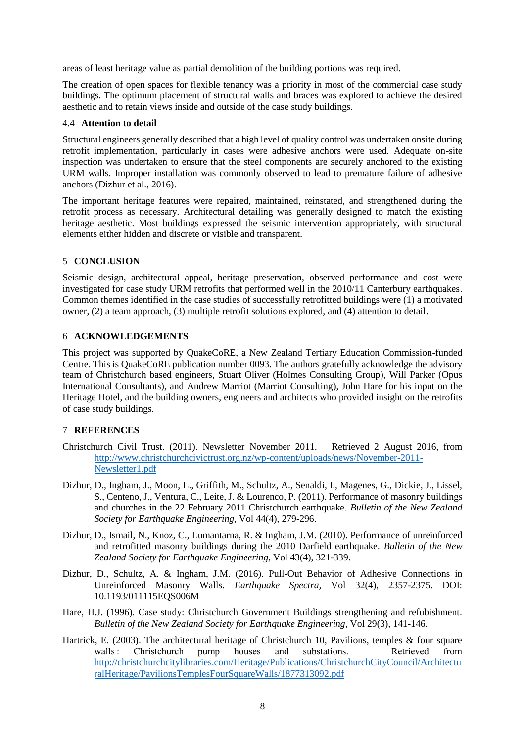areas of least heritage value as partial demolition of the building portions was required.

The creation of open spaces for flexible tenancy was a priority in most of the commercial case study buildings. The optimum placement of structural walls and braces was explored to achieve the desired aesthetic and to retain views inside and outside of the case study buildings.

### 4.4 Attention to detail

Structural engineers generally described that a high level of quality control was undertaken onsite during retrofit implementation, particularly in cases were adhesive anchors were used. Adequate on-site inspection was undertaken to ensure that the steel components are securely anchored to the existing URM walls. Improper installation was commonly observed to lead to premature failure of adhesive anchors (Dizhur et al., 2016).

The important heritage features were repaired, maintained, reinstated, and strengthened during the retrofit process as necessary. Architectural detailing was generally designed to match the existing heritage aesthetic. Most buildings expressed the seismic intervention appropriately, with structural elements either hidden and discrete or visible and transparent.

## 5 CONCLUSION

Seismic design, architectural appeal, heritage preservation, observed performance and cost were investigated for case study URM retrofits that performed well in the 2010/11 Canterbury earthquakes. Common themes identified in the case studies of successfully retrofitted buildings were (1) a motivated owner, (2) a team approach, (3) multiple retrofit solutions explored, and (4) attention to detail.

## 6 ACKNOWLEDGEMENTS

This project was supported by QuakeCoRE, a New Zealand Tertiary Education Commission-funded Centre. This is QuakeCoRE publication number 0093. The authors gratefully acknowledge the advisory team of Christchurch based engineers, Stuart Oliver (Holmes Consulting Group), Will Parker (Opus International Consultants), and Andrew Marriot (Marriot Consulting), John Hare for his input on the Heritage Hotel, and the building owners, engineers and architects who provided insight on the retrofits of case study buildings.

## 7 REFERENCES

Christchurch Civil Trust. (2011). Newsletter November 2011. Retrieved 2 August 2016, from http://www.christchurchcivictrust.org.nz/wp-content/uploads/news/November-2011-Newsletter1.pdf

Dizhur, D., Ingham, J., Moon, L., Griffith, M., Schultz, A., Senaldi, I., Magenes, G., Dickie, J., Lissel, S., Centeno, J., Ventura, C., Leite, J. & Lourenco, P. (2011). Performance of masonry buildings and churches in the 22 February 2011 Christchurch earthquake. *Bulletin of the New Zealand Society for Earthquake Engineering*, Vol 44(4), 279-296.

Dizhur, D., Ismail, N., Knoz, C., Lumantarna, R. & Ingham, J.M. (2010). Performance of unreinforced and retrofitted masonry buildings during the 2010 Darfield earthquake. *Bulletin of the New Zealand Society for Earthquake Engineering*, Vol 43(4), 321-339.

Dizhur, D., Schultz, A. & Ingham, J.M. (2016). Pull-Out Behavior of Adhesive Connections in Unreinforced Masonry Walls. *Earthquake Spectra*, Vol 32(4), 2357-2375. DOI: 10.1193/011115EQS006M

Hare, H.J. (1996). Case study: Christchurch Government Buildings strengthening and refubishment. *Bulletin of the New Zealand Society for Earthquake Engineering*, Vol 29(3), 141-146.

Hartrick, E. (2003). The architectural heritage of Christchurch 10, Pavilions, temples & four square walls : Christchurch pump houses and substations. Retrieved from http://christchurchcitylibraries.com/Heritage/Publications/ChristchurchCityCouncil/ArchitecturalHeritage/PavilionsTemplesFourSquareWalls/1877313092.pdf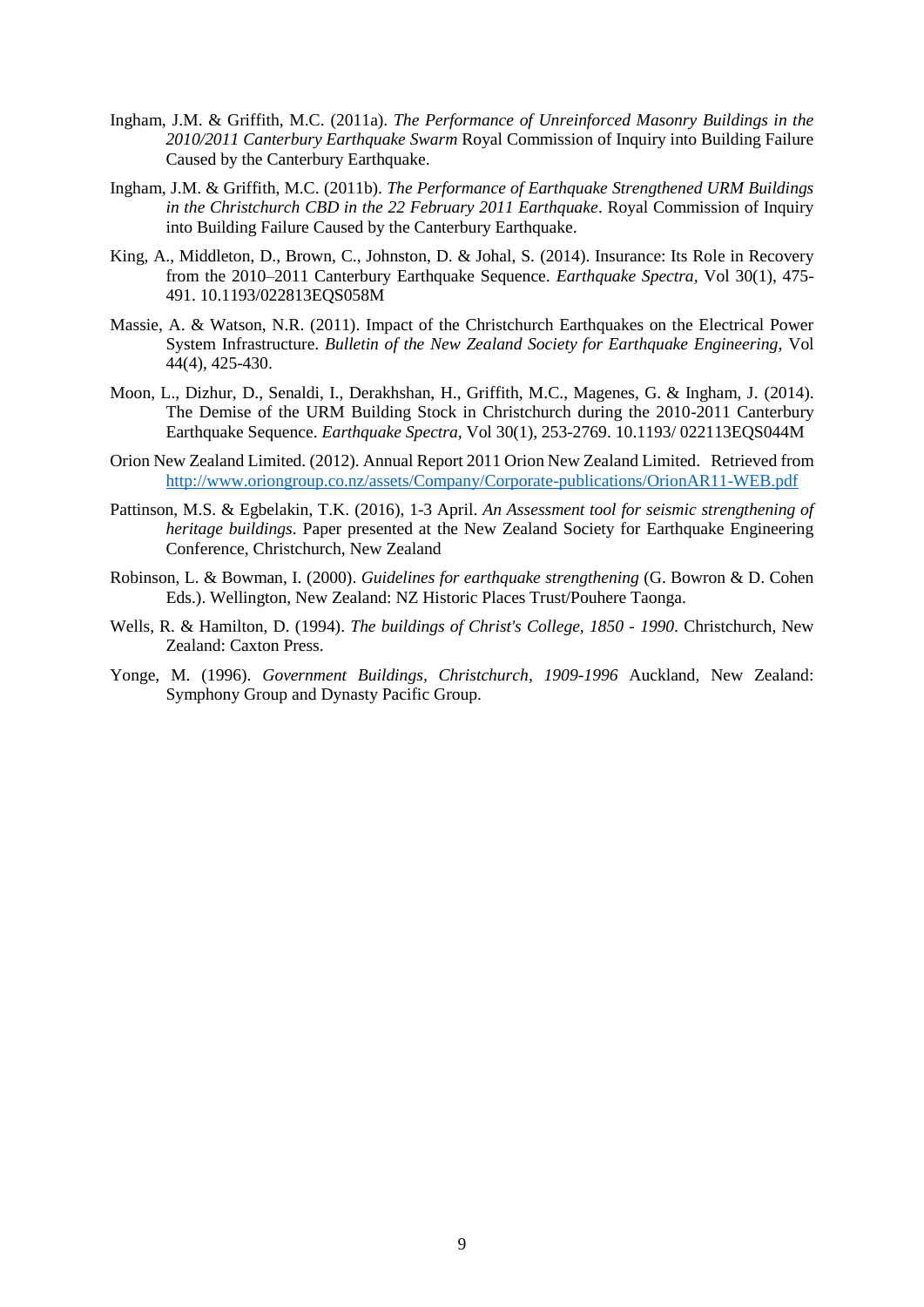Ingham, J.M. & Griffith, M.C. (2011a). *The Performance of Unreinforced Masonry Buildings in the 2010/2011 Canterbury Earthquake Swarm* Royal Commission of Inquiry into Building Failure Caused by the Canterbury Earthquake.

Ingham, J.M. & Griffith, M.C. (2011b). *The Performance of Earthquake Strengthened URM Buildings in the Christchurch CBD in the 22 February 2011 Earthquake*. Royal Commission of Inquiry into Building Failure Caused by the Canterbury Earthquake.

King, A., Middleton, D., Brown, C., Johnston, D. & Johal, S. (2014). Insurance: Its Role in Recovery from the 2010–2011 Canterbury Earthquake Sequence. *Earthquake Spectra*, Vol 30(1), 475-491. 10.1193/022813EQS058M

Massie, A. & Watson, N.R. (2011). Impact of the Christchurch Earthquakes on the Electrical Power System Infrastructure. *Bulletin of the New Zealand Society for Earthquake Engineering*, Vol 44(4), 425-430.

Moon, L., Dizhur, D., Senaldi, I., Derakhshan, H., Griffith, M.C., Magenes, G. & Ingham, J. (2014). The Demise of the URM Building Stock in Christchurch during the 2010-2011 Canterbury Earthquake Sequence. *Earthquake Spectra*, Vol 30(1), 253-2769. 10.1193/ 022113EQS044M

Orion New Zealand Limited. (2012). Annual Report 2011 Orion New Zealand Limited. Retrieved from http://www.oriongroup.co.nz/assets/Company/Corporate-publications/OrionAR11-WEB.pdf

Pattinson, M.S. & Egbelakin, T.K. (2016), 1-3 April. *An Assessment tool for seismic strengthening of heritage buildings*. Paper presented at the New Zealand Society for Earthquake Engineering Conference, Christchurch, New Zealand

Robinson, L. & Bowman, I. (2000). *Guidelines for earthquake strengthening* (G. Bowron & D. Cohen Eds.). Wellington, New Zealand: NZ Historic Places Trust/Pouhere Taonga.

Wells, R. & Hamilton, D. (1994). *The buildings of Christ's College, 1850 - 1990*. Christchurch, New Zealand: Caxton Press.

Yonge, M. (1996). *Government Buildings, Christchurch, 1909-1996* Auckland, New Zealand: Symphony Group and Dynasty Pacific Group.